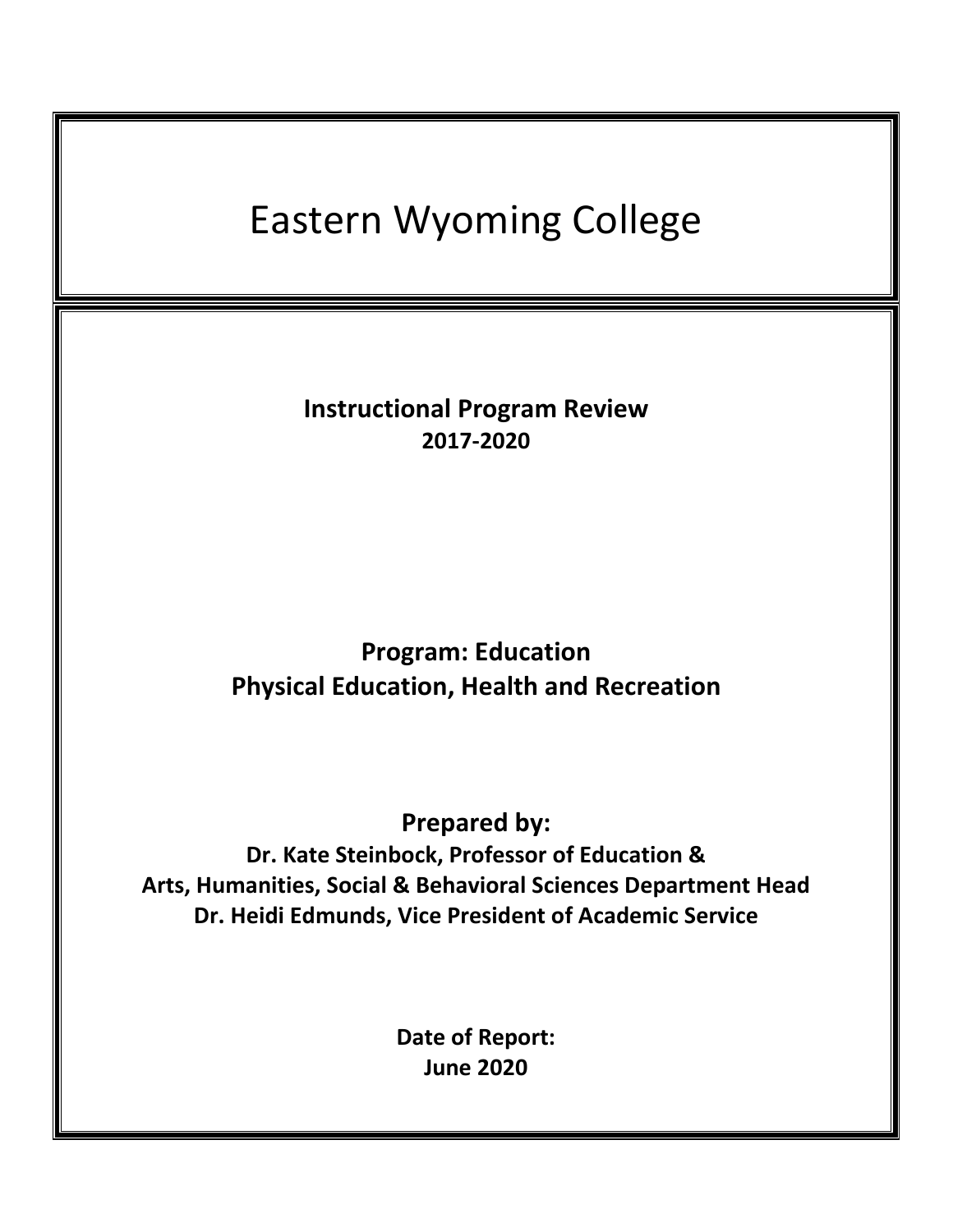# Eastern Wyoming College

**Instructional Program Review**
**2017-2020**

**Program: Education**
**Physical Education, Health and Recreation**

**Prepared by:**
**Dr. Kate Steinbock, Professor of Education &**
**Arts, Humanities, Social & Behavioral Sciences Department Head**
**Dr. Heidi Edmunds, Vice President of Academic Service**

**Date of Report:**
**June 2020**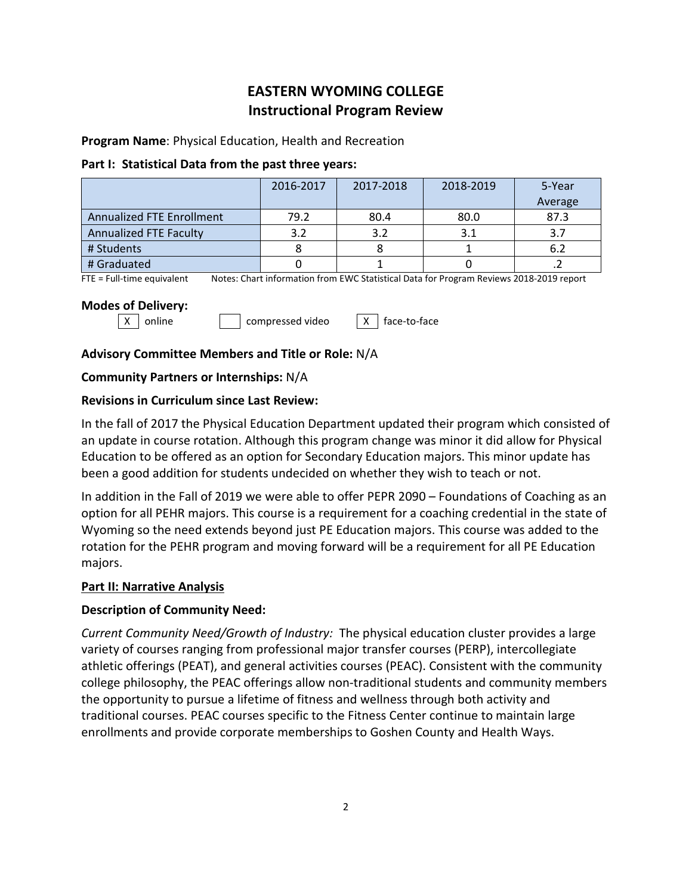# EASTERN WYOMING COLLEGE
# Instructional Program Review

**Program Name**: Physical Education, Health and Recreation

**Part I: Statistical Data from the past three years:**

| | 2016-2017 | 2017-2018 | 2018-2019 | 5-Year Average |
|---|---|---|---|---|
| Annualized FTE Enrollment | 79.2 | 80.4 | 80.0 | 87.3 |
| Annualized FTE Faculty | 3.2 | 3.2 | 3.1 | 3.7 |
| # Students | 8 | 8 | 1 | 6.2 |
| # Graduated | 0 | 1 | 0 | .2 |

FTE = Full-time equivalent    Notes: Chart information from EWC Statistical Data for Program Reviews 2018-2019 report

**Modes of Delivery:**

[X] online    [ ] compressed video    [X] face-to-face

**Advisory Committee Members and Title or Role:** N/A

**Community Partners or Internships:** N/A

**Revisions in Curriculum since Last Review:**

In the fall of 2017 the Physical Education Department updated their program which consisted of an update in course rotation. Although this program change was minor it did allow for Physical Education to be offered as an option for Secondary Education majors. This minor update has been a good addition for students undecided on whether they wish to teach or not.

In addition in the Fall of 2019 we were able to offer PEPR 2090 – Foundations of Coaching as an option for all PEHR majors. This course is a requirement for a coaching credential in the state of Wyoming so the need extends beyond just PE Education majors. This course was added to the rotation for the PEHR program and moving forward will be a requirement for all PE Education majors.

## Part II: Narrative Analysis

**Description of Community Need:**

*Current Community Need/Growth of Industry:* The physical education cluster provides a large variety of courses ranging from professional major transfer courses (PERP), intercollegiate athletic offerings (PEAT), and general activities courses (PEAC). Consistent with the community college philosophy, the PEAC offerings allow non-traditional students and community members the opportunity to pursue a lifetime of fitness and wellness through both activity and traditional courses. PEAC courses specific to the Fitness Center continue to maintain large enrollments and provide corporate memberships to Goshen County and Health Ways.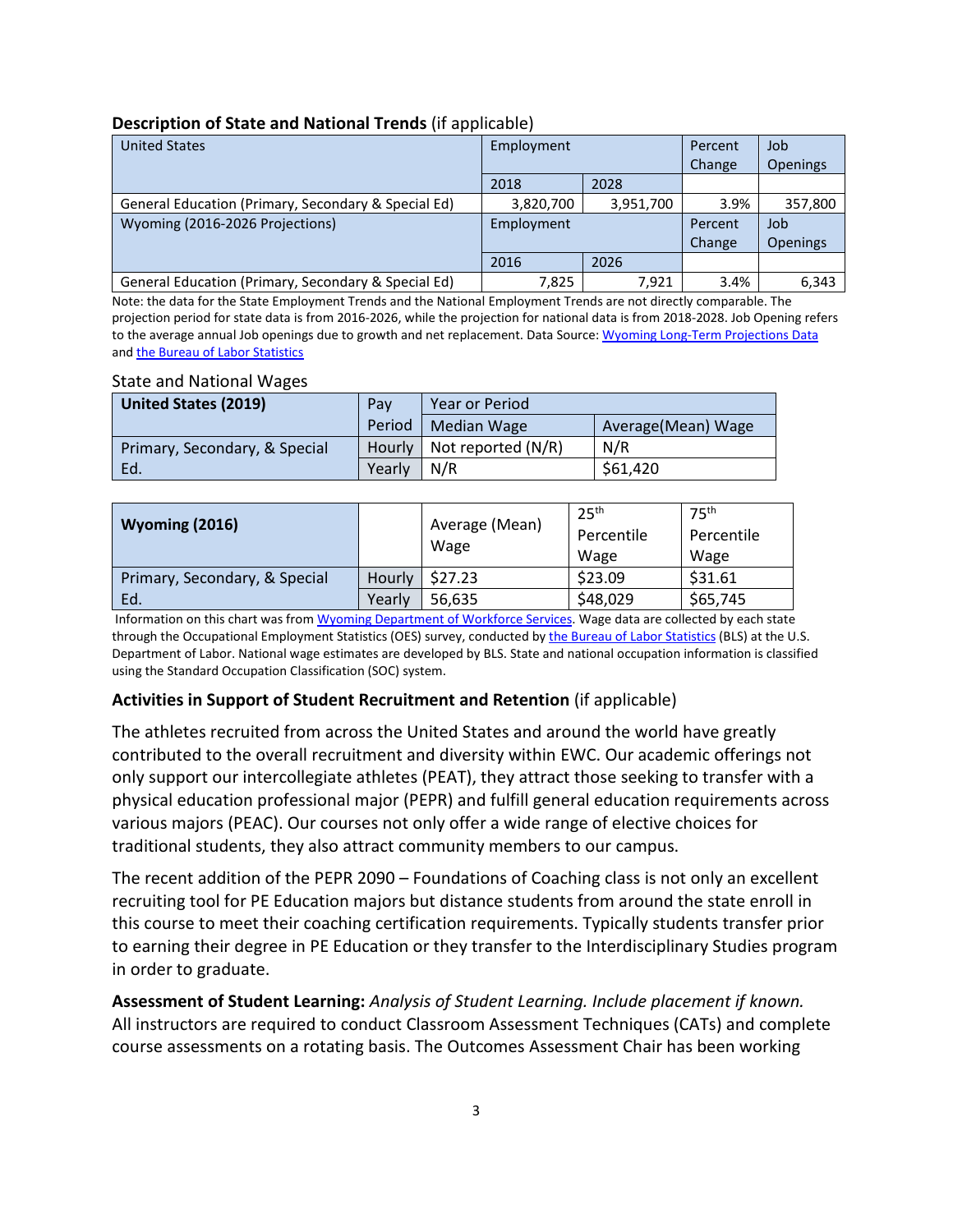**Description of State and National Trends** (if applicable)

| United States | Employment | | Percent Change | Job Openings |
|---|---|---|---|---|
| | 2018 | 2028 | | |
| General Education (Primary, Secondary & Special Ed) | 3,820,700 | 3,951,700 | 3.9% | 357,800 |
| Wyoming (2016-2026 Projections) | Employment | | Percent Change | Job Openings |
| | 2016 | 2026 | | |
| General Education (Primary, Secondary & Special Ed) | 7,825 | 7,921 | 3.4% | 6,343 |

Note: the data for the State Employment Trends and the National Employment Trends are not directly comparable. The projection period for state data is from 2016-2026, while the projection for national data is from 2018-2028. Job Opening refers to the average annual Job openings due to growth and net replacement. Data Source: Wyoming Long-Term Projections Data and the Bureau of Labor Statistics

State and National Wages

| **United States (2019)** | Pay Period | Year or Period | |
|---|---|---|---|
| | | Median Wage | Average(Mean) Wage |
| Primary, Secondary, & Special Ed. | Hourly | Not reported (N/R) | N/R |
| | Yearly | N/R | $61,420 |

| **Wyoming (2016)** | | Average (Mean) Wage | 25th Percentile Wage | 75th Percentile Wage |
|---|---|---|---|---|
| Primary, Secondary, & Special Ed. | Hourly | $27.23 | $23.09 | $31.61 |
| | Yearly | 56,635 | $48,029 | $65,745 |

Information on this chart was from Wyoming Department of Workforce Services. Wage data are collected by each state through the Occupational Employment Statistics (OES) survey, conducted by the Bureau of Labor Statistics (BLS) at the U.S. Department of Labor. National wage estimates are developed by BLS. State and national occupation information is classified using the Standard Occupation Classification (SOC) system.

**Activities in Support of Student Recruitment and Retention** (if applicable)

The athletes recruited from across the United States and around the world have greatly contributed to the overall recruitment and diversity within EWC. Our academic offerings not only support our intercollegiate athletes (PEAT), they attract those seeking to transfer with a physical education professional major (PEPR) and fulfill general education requirements across various majors (PEAC). Our courses not only offer a wide range of elective choices for traditional students, they also attract community members to our campus.

The recent addition of the PEPR 2090 – Foundations of Coaching class is not only an excellent recruiting tool for PE Education majors but distance students from around the state enroll in this course to meet their coaching certification requirements. Typically students transfer prior to earning their degree in PE Education or they transfer to the Interdisciplinary Studies program in order to graduate.

**Assessment of Student Learning:** *Analysis of Student Learning. Include placement if known.* All instructors are required to conduct Classroom Assessment Techniques (CATs) and complete course assessments on a rotating basis. The Outcomes Assessment Chair has been working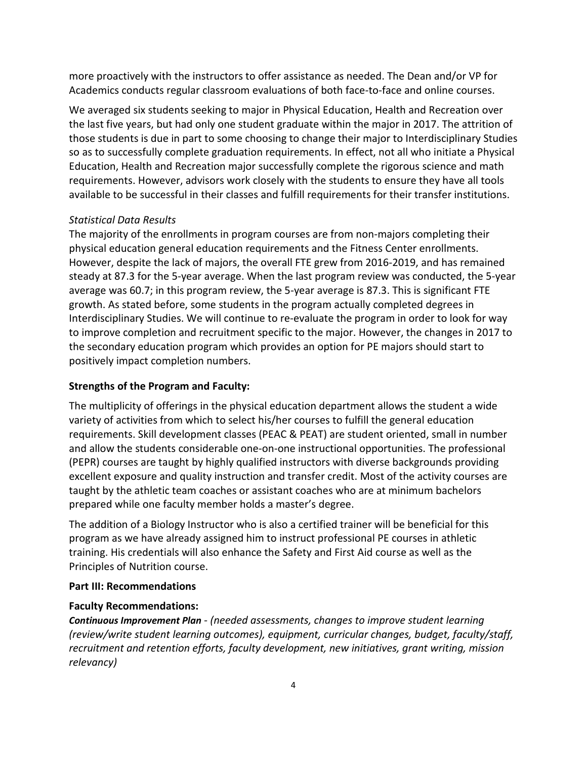more proactively with the instructors to offer assistance as needed. The Dean and/or VP for Academics conducts regular classroom evaluations of both face-to-face and online courses.

We averaged six students seeking to major in Physical Education, Health and Recreation over the last five years, but had only one student graduate within the major in 2017. The attrition of those students is due in part to some choosing to change their major to Interdisciplinary Studies so as to successfully complete graduation requirements. In effect, not all who initiate a Physical Education, Health and Recreation major successfully complete the rigorous science and math requirements. However, advisors work closely with the students to ensure they have all tools available to be successful in their classes and fulfill requirements for their transfer institutions.

*Statistical Data Results*

The majority of the enrollments in program courses are from non-majors completing their physical education general education requirements and the Fitness Center enrollments. However, despite the lack of majors, the overall FTE grew from 2016-2019, and has remained steady at 87.3 for the 5-year average. When the last program review was conducted, the 5-year average was 60.7; in this program review, the 5-year average is 87.3. This is significant FTE growth. As stated before, some students in the program actually completed degrees in Interdisciplinary Studies. We will continue to re-evaluate the program in order to look for way to improve completion and recruitment specific to the major. However, the changes in 2017 to the secondary education program which provides an option for PE majors should start to positively impact completion numbers.

**Strengths of the Program and Faculty:**

The multiplicity of offerings in the physical education department allows the student a wide variety of activities from which to select his/her courses to fulfill the general education requirements. Skill development classes (PEAC & PEAT) are student oriented, small in number and allow the students considerable one-on-one instructional opportunities. The professional (PEPR) courses are taught by highly qualified instructors with diverse backgrounds providing excellent exposure and quality instruction and transfer credit. Most of the activity courses are taught by the athletic team coaches or assistant coaches who are at minimum bachelors prepared while one faculty member holds a master's degree.

The addition of a Biology Instructor who is also a certified trainer will be beneficial for this program as we have already assigned him to instruct professional PE courses in athletic training. His credentials will also enhance the Safety and First Aid course as well as the Principles of Nutrition course.

**Part III: Recommendations**

**Faculty Recommendations:**

***Continuous Improvement Plan*** *- (needed assessments, changes to improve student learning (review/write student learning outcomes), equipment, curricular changes, budget, faculty/staff, recruitment and retention efforts, faculty development, new initiatives, grant writing, mission relevancy)*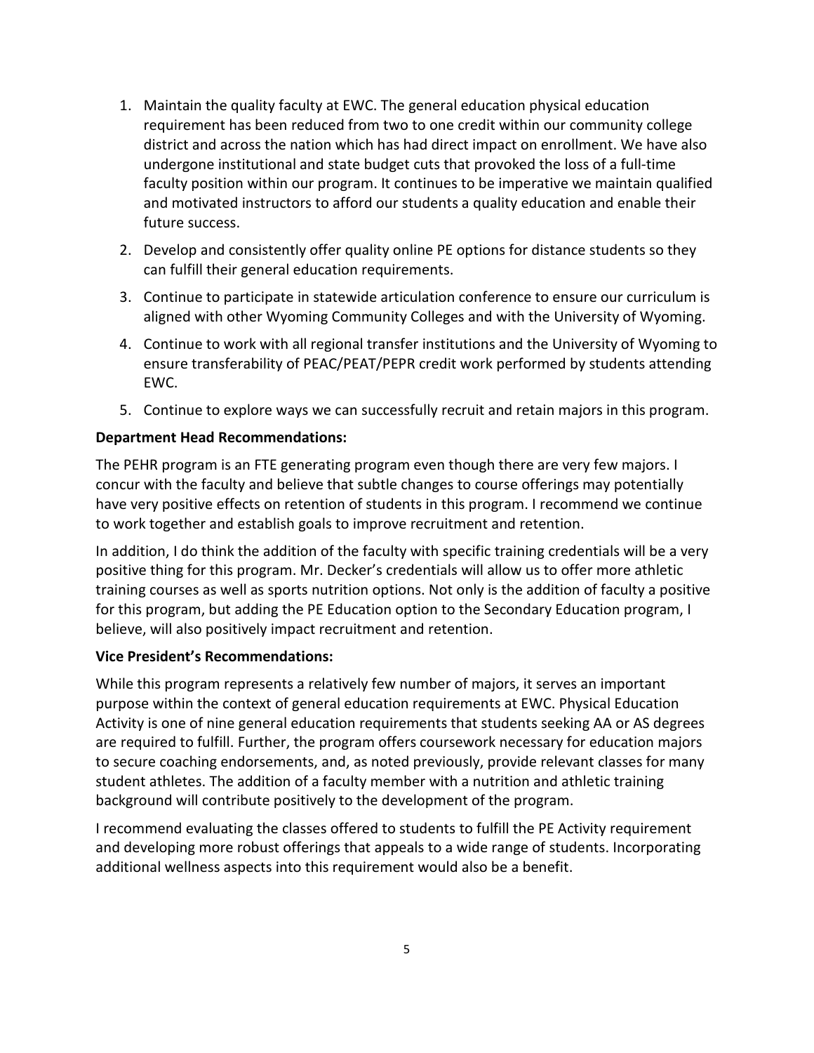1. Maintain the quality faculty at EWC. The general education physical education requirement has been reduced from two to one credit within our community college district and across the nation which has had direct impact on enrollment. We have also undergone institutional and state budget cuts that provoked the loss of a full-time faculty position within our program. It continues to be imperative we maintain qualified and motivated instructors to afford our students a quality education and enable their future success.
2. Develop and consistently offer quality online PE options for distance students so they can fulfill their general education requirements.
3. Continue to participate in statewide articulation conference to ensure our curriculum is aligned with other Wyoming Community Colleges and with the University of Wyoming.
4. Continue to work with all regional transfer institutions and the University of Wyoming to ensure transferability of PEAC/PEAT/PEPR credit work performed by students attending EWC.
5. Continue to explore ways we can successfully recruit and retain majors in this program.

**Department Head Recommendations:**

The PEHR program is an FTE generating program even though there are very few majors. I concur with the faculty and believe that subtle changes to course offerings may potentially have very positive effects on retention of students in this program. I recommend we continue to work together and establish goals to improve recruitment and retention.

In addition, I do think the addition of the faculty with specific training credentials will be a very positive thing for this program. Mr. Decker's credentials will allow us to offer more athletic training courses as well as sports nutrition options. Not only is the addition of faculty a positive for this program, but adding the PE Education option to the Secondary Education program, I believe, will also positively impact recruitment and retention.

**Vice President's Recommendations:**

While this program represents a relatively few number of majors, it serves an important purpose within the context of general education requirements at EWC. Physical Education Activity is one of nine general education requirements that students seeking AA or AS degrees are required to fulfill. Further, the program offers coursework necessary for education majors to secure coaching endorsements, and, as noted previously, provide relevant classes for many student athletes. The addition of a faculty member with a nutrition and athletic training background will contribute positively to the development of the program.

I recommend evaluating the classes offered to students to fulfill the PE Activity requirement and developing more robust offerings that appeals to a wide range of students. Incorporating additional wellness aspects into this requirement would also be a benefit.